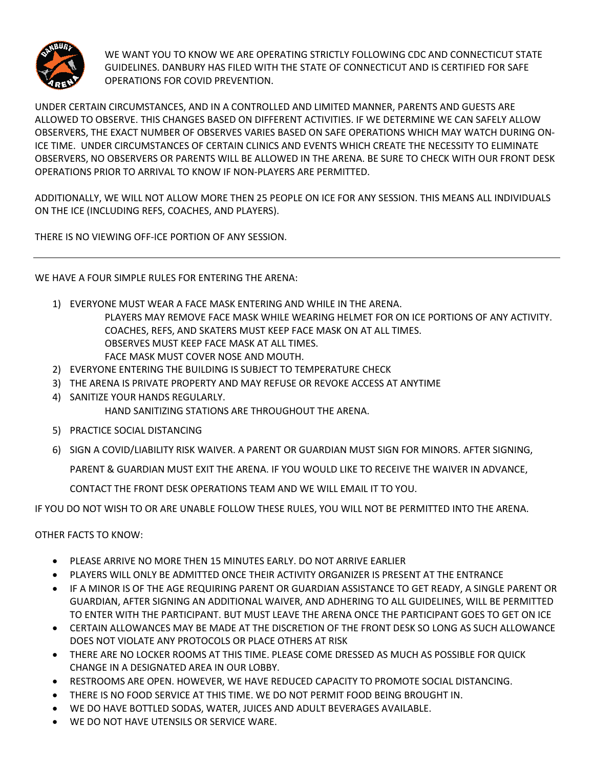WE WANT YOU TO KNOW WE ARE OPERATING STRICTLY FOLLOWING CDC AND CONNECTICUT STATE GUIDELINES. DANBURY HAS FILED WITH THE STATE OF CONNECTICUT AND IS CERTIFIED FOR SAFE OPERATIONS FOR COVID PREVENTION.

UNDER CERTAIN CIRCUMSTANCES, AND IN A CONTROLLED AND LIMITED MANNER, PARENTS AND GUESTS ARE ALLOWED TO OBSERVE. THIS CHANGES BASED ON DIFFERENT ACTIVITIES. IF WE DETERMINE WE CAN SAFELY ALLOW OBSERVERS, THE EXACT NUMBER OF OBSERVES VARIES BASED ON SAFE OPERATIONS WHICH MAY WATCH DURING ON-ICE TIME. UNDER CIRCUMSTANCES OF CERTAIN CLINICS AND EVENTS WHICH CREATE THE NECESSITY TO ELIMINATE OBSERVERS, NO OBSERVERS OR PARENTS WILL BE ALLOWED IN THE ARENA. BE SURE TO CHECK WITH OUR FRONT DESK OPERATIONS PRIOR TO ARRIVAL TO KNOW IF NON-PLAYERS ARE PERMITTED.

ADDITIONALLY, WE WILL NOT ALLOW MORE THEN 25 PEOPLE ON ICE FOR ANY SESSION. THIS MEANS ALL INDIVIDUALS ON THE ICE (INCLUDING REFS, COACHES, AND PLAYERS).

THERE IS NO VIEWING OFF-ICE PORTION OF ANY SESSION.

---

WE HAVE A FOUR SIMPLE RULES FOR ENTERING THE ARENA:

1) EVERYONE MUST WEAR A FACE MASK ENTERING AND WHILE IN THE ARENA.
   PLAYERS MAY REMOVE FACE MASK WHILE WEARING HELMET FOR ON ICE PORTIONS OF ANY ACTIVITY.
   COACHES, REFS, AND SKATERS MUST KEEP FACE MASK ON AT ALL TIMES.
   OBSERVES MUST KEEP FACE MASK AT ALL TIMES.
   FACE MASK MUST COVER NOSE AND MOUTH.
2) EVERYONE ENTERING THE BUILDING IS SUBJECT TO TEMPERATURE CHECK
3) THE ARENA IS PRIVATE PROPERTY AND MAY REFUSE OR REVOKE ACCESS AT ANYTIME
4) SANITIZE YOUR HANDS REGULARLY.
   HAND SANITIZING STATIONS ARE THROUGHOUT THE ARENA.
5) PRACTICE SOCIAL DISTANCING
6) SIGN A COVID/LIABILITY RISK WAIVER. A PARENT OR GUARDIAN MUST SIGN FOR MINORS. AFTER SIGNING, PARENT & GUARDIAN MUST EXIT THE ARENA. IF YOU WOULD LIKE TO RECEIVE THE WAIVER IN ADVANCE, CONTACT THE FRONT DESK OPERATIONS TEAM AND WE WILL EMAIL IT TO YOU.

IF YOU DO NOT WISH TO OR ARE UNABLE FOLLOW THESE RULES, YOU WILL NOT BE PERMITTED INTO THE ARENA.

OTHER FACTS TO KNOW:

- PLEASE ARRIVE NO MORE THEN 15 MINUTES EARLY. DO NOT ARRIVE EARLIER
- PLAYERS WILL ONLY BE ADMITTED ONCE THEIR ACTIVITY ORGANIZER IS PRESENT AT THE ENTRANCE
- IF A MINOR IS OF THE AGE REQUIRING PARENT OR GUARDIAN ASSISTANCE TO GET READY, A SINGLE PARENT OR GUARDIAN, AFTER SIGNING AN ADDITIONAL WAIVER, AND ADHERING TO ALL GUIDELINES, WILL BE PERMITTED TO ENTER WITH THE PARTICIPANT. BUT MUST LEAVE THE ARENA ONCE THE PARTICIPANT GOES TO GET ON ICE
- CERTAIN ALLOWANCES MAY BE MADE AT THE DISCRETION OF THE FRONT DESK SO LONG AS SUCH ALLOWANCE DOES NOT VIOLATE ANY PROTOCOLS OR PLACE OTHERS AT RISK
- THERE ARE NO LOCKER ROOMS AT THIS TIME. PLEASE COME DRESSED AS MUCH AS POSSIBLE FOR QUICK CHANGE IN A DESIGNATED AREA IN OUR LOBBY.
- RESTROOMS ARE OPEN. HOWEVER, WE HAVE REDUCED CAPACITY TO PROMOTE SOCIAL DISTANCING.
- THERE IS NO FOOD SERVICE AT THIS TIME. WE DO NOT PERMIT FOOD BEING BROUGHT IN.
- WE DO HAVE BOTTLED SODAS, WATER, JUICES AND ADULT BEVERAGES AVAILABLE.
- WE DO NOT HAVE UTENSILS OR SERVICE WARE.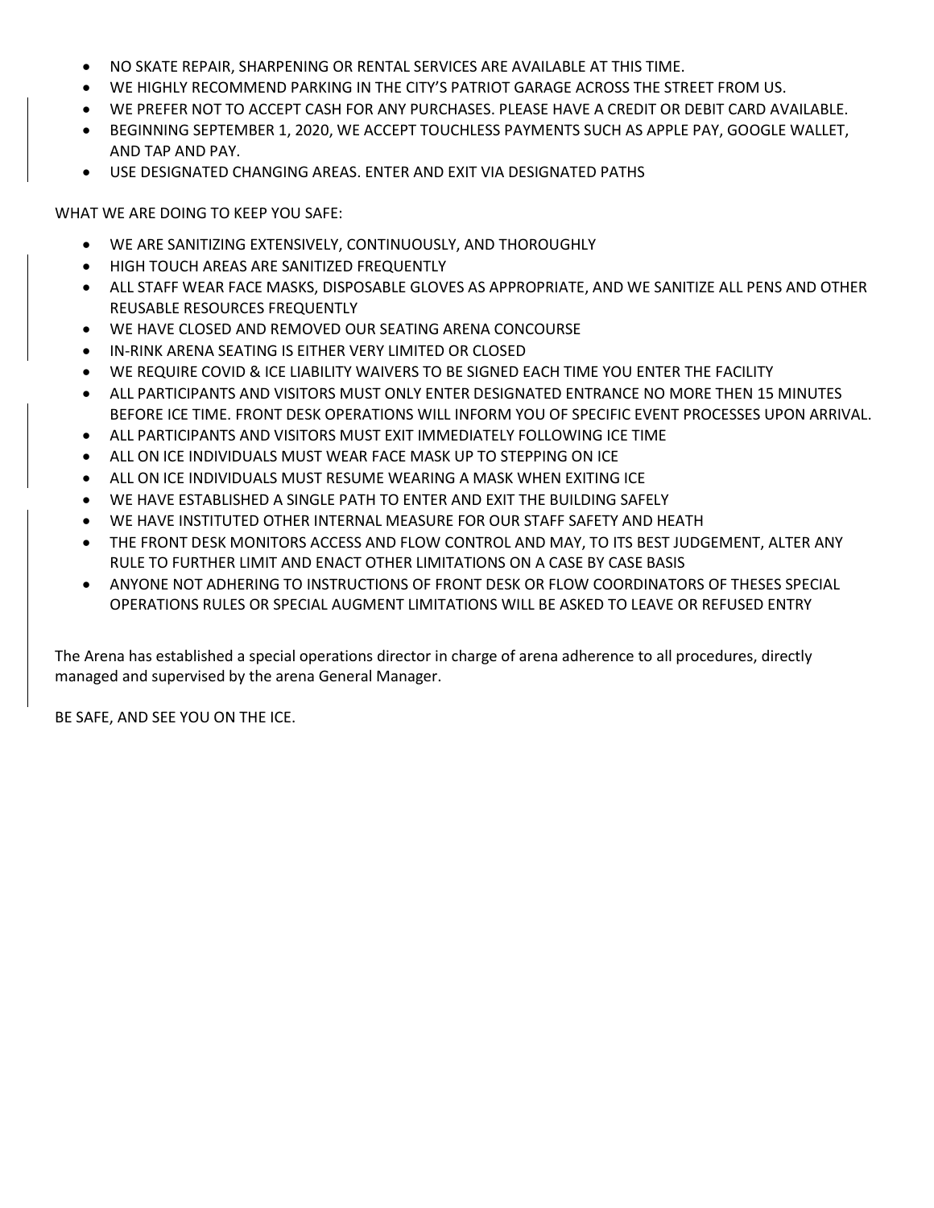- NO SKATE REPAIR, SHARPENING OR RENTAL SERVICES ARE AVAILABLE AT THIS TIME.
- WE HIGHLY RECOMMEND PARKING IN THE CITY'S PATRIOT GARAGE ACROSS THE STREET FROM US.
- WE PREFER NOT TO ACCEPT CASH FOR ANY PURCHASES. PLEASE HAVE A CREDIT OR DEBIT CARD AVAILABLE.
- BEGINNING SEPTEMBER 1, 2020, WE ACCEPT TOUCHLESS PAYMENTS SUCH AS APPLE PAY, GOOGLE WALLET, AND TAP AND PAY.
- USE DESIGNATED CHANGING AREAS. ENTER AND EXIT VIA DESIGNATED PATHS

WHAT WE ARE DOING TO KEEP YOU SAFE:

- WE ARE SANITIZING EXTENSIVELY, CONTINUOUSLY, AND THOROUGHLY
- HIGH TOUCH AREAS ARE SANITIZED FREQUENTLY
- ALL STAFF WEAR FACE MASKS, DISPOSABLE GLOVES AS APPROPRIATE, AND WE SANITIZE ALL PENS AND OTHER REUSABLE RESOURCES FREQUENTLY
- WE HAVE CLOSED AND REMOVED OUR SEATING ARENA CONCOURSE
- IN-RINK ARENA SEATING IS EITHER VERY LIMITED OR CLOSED
- WE REQUIRE COVID & ICE LIABILITY WAIVERS TO BE SIGNED EACH TIME YOU ENTER THE FACILITY
- ALL PARTICIPANTS AND VISITORS MUST ONLY ENTER DESIGNATED ENTRANCE NO MORE THEN 15 MINUTES BEFORE ICE TIME. FRONT DESK OPERATIONS WILL INFORM YOU OF SPECIFIC EVENT PROCESSES UPON ARRIVAL.
- ALL PARTICIPANTS AND VISITORS MUST EXIT IMMEDIATELY FOLLOWING ICE TIME
- ALL ON ICE INDIVIDUALS MUST WEAR FACE MASK UP TO STEPPING ON ICE
- ALL ON ICE INDIVIDUALS MUST RESUME WEARING A MASK WHEN EXITING ICE
- WE HAVE ESTABLISHED A SINGLE PATH TO ENTER AND EXIT THE BUILDING SAFELY
- WE HAVE INSTITUTED OTHER INTERNAL MEASURE FOR OUR STAFF SAFETY AND HEATH
- THE FRONT DESK MONITORS ACCESS AND FLOW CONTROL AND MAY, TO ITS BEST JUDGEMENT, ALTER ANY RULE TO FURTHER LIMIT AND ENACT OTHER LIMITATIONS ON A CASE BY CASE BASIS
- ANYONE NOT ADHERING TO INSTRUCTIONS OF FRONT DESK OR FLOW COORDINATORS OF THESES SPECIAL OPERATIONS RULES OR SPECIAL AUGMENT LIMITATIONS WILL BE ASKED TO LEAVE OR REFUSED ENTRY

The Arena has established a special operations director in charge of arena adherence to all procedures, directly managed and supervised by the arena General Manager.

BE SAFE, AND SEE YOU ON THE ICE.